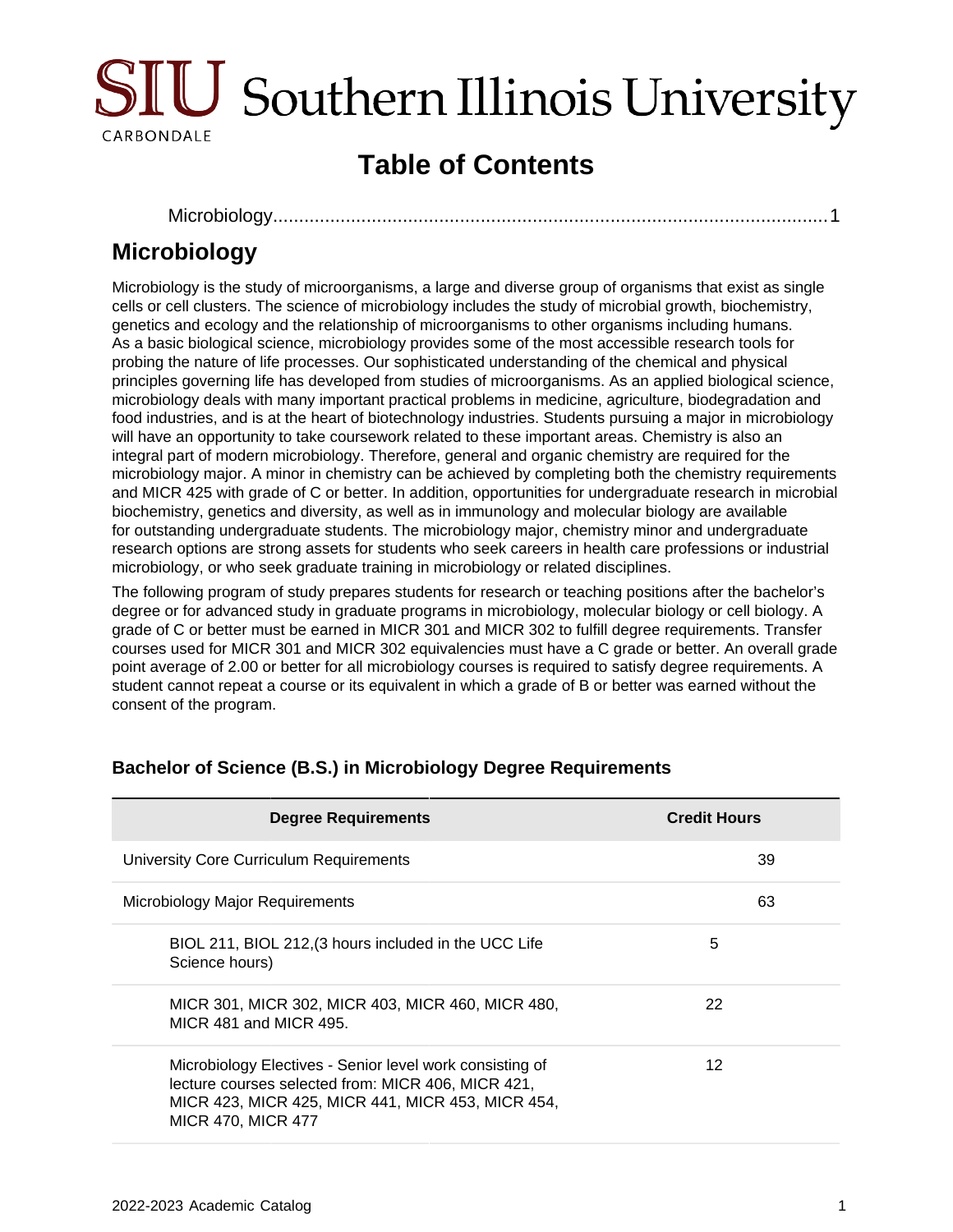# Table of Contents

Microbiology....................................................1

## Microbiology

Microbiology is the study of microorganisms, a large and diverse group of organisms that exist as single cells or cell clusters. The science of microbiology includes the study of microbial growth, biochemistry, genetics and ecology and the relationship of microorganisms to other organisms including humans. As a basic biological science, microbiology provides some of the most accessible research tools for probing the nature of life processes. Our sophisticated understanding of the chemical and physical principles governing life has developed from studies of microorganisms. As an applied biological science, microbiology deals with many important practical problems in medicine, agriculture, biodegradation and food industries, and is at the heart of biotechnology industries. Students pursuing a major in microbiology will have an opportunity to take coursework related to these important areas. Chemistry is also an integral part of modern microbiology. Therefore, general and organic chemistry are required for the microbiology major. A minor in chemistry can be achieved by completing both the chemistry requirements and MICR 425 with grade of C or better. In addition, opportunities for undergraduate research in microbial biochemistry, genetics and diversity, as well as in immunology and molecular biology are available for outstanding undergraduate students. The microbiology major, chemistry minor and undergraduate research options are strong assets for students who seek careers in health care professions or industrial microbiology, or who seek graduate training in microbiology or related disciplines.

The following program of study prepares students for research or teaching positions after the bachelor's degree or for advanced study in graduate programs in microbiology, molecular biology or cell biology. A grade of C or better must be earned in MICR 301 and MICR 302 to fulfill degree requirements. Transfer courses used for MICR 301 and MICR 302 equivalencies must have a C grade or better. An overall grade point average of 2.00 or better for all microbiology courses is required to satisfy degree requirements. A student cannot repeat a course or its equivalent in which a grade of B or better was earned without the consent of the program.

### Bachelor of Science (B.S.) in Microbiology Degree Requirements

| Degree Requirements | | Credit Hours |
|---|---|---|
| University Core Curriculum Requirements | | 39 |
| Microbiology Major Requirements | | 63 |
| BIOL 211, BIOL 212,(3 hours included in the UCC Life Science hours) | 5 | |
| MICR 301, MICR 302, MICR 403, MICR 460, MICR 480, MICR 481 and MICR 495. | 22 | |
| Microbiology Electives - Senior level work consisting of lecture courses selected from: MICR 406, MICR 421, MICR 423, MICR 425, MICR 441, MICR 453, MICR 454, MICR 470, MICR 477 | 12 | |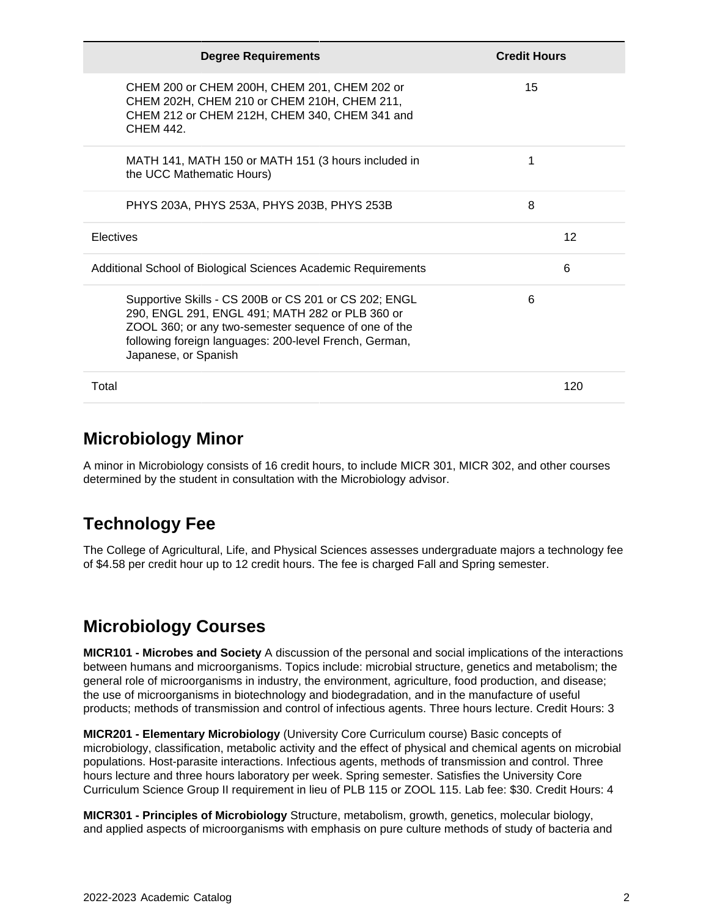| Degree Requirements | Credit Hours | |
|---|---|---|
| CHEM 200 or CHEM 200H, CHEM 201, CHEM 202 or CHEM 202H, CHEM 210 or CHEM 210H, CHEM 211, CHEM 212 or CHEM 212H, CHEM 340, CHEM 341 and CHEM 442. | 15 | |
| MATH 141, MATH 150 or MATH 151 (3 hours included in the UCC Mathematic Hours) | 1 | |
| PHYS 203A, PHYS 253A, PHYS 203B, PHYS 253B | 8 | |
| Electives | | 12 |
| Additional School of Biological Sciences Academic Requirements | | 6 |
| Supportive Skills - CS 200B or CS 201 or CS 202; ENGL 290, ENGL 291, ENGL 491; MATH 282 or PLB 360 or ZOOL 360; or any two-semester sequence of one of the following foreign languages: 200-level French, German, Japanese, or Spanish | 6 | |
| Total | | 120 |

## Microbiology Minor

A minor in Microbiology consists of 16 credit hours, to include MICR 301, MICR 302, and other courses determined by the student in consultation with the Microbiology advisor.

## Technology Fee

The College of Agricultural, Life, and Physical Sciences assesses undergraduate majors a technology fee of $4.58 per credit hour up to 12 credit hours. The fee is charged Fall and Spring semester.

## Microbiology Courses

**MICR101 - Microbes and Society** A discussion of the personal and social implications of the interactions between humans and microorganisms. Topics include: microbial structure, genetics and metabolism; the general role of microorganisms in industry, the environment, agriculture, food production, and disease; the use of microorganisms in biotechnology and biodegradation, and in the manufacture of useful products; methods of transmission and control of infectious agents. Three hours lecture. Credit Hours: 3

**MICR201 - Elementary Microbiology** (University Core Curriculum course) Basic concepts of microbiology, classification, metabolic activity and the effect of physical and chemical agents on microbial populations. Host-parasite interactions. Infectious agents, methods of transmission and control. Three hours lecture and three hours laboratory per week. Spring semester. Satisfies the University Core Curriculum Science Group II requirement in lieu of PLB 115 or ZOOL 115. Lab fee: $30. Credit Hours: 4

**MICR301 - Principles of Microbiology** Structure, metabolism, growth, genetics, molecular biology, and applied aspects of microorganisms with emphasis on pure culture methods of study of bacteria and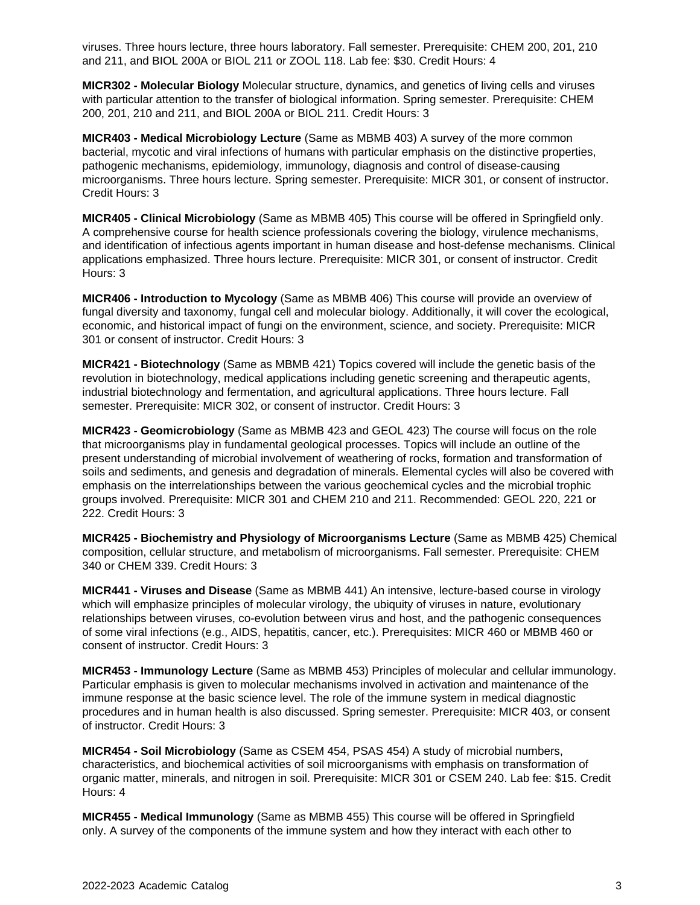viruses. Three hours lecture, three hours laboratory. Fall semester. Prerequisite: CHEM 200, 201, 210 and 211, and BIOL 200A or BIOL 211 or ZOOL 118. Lab fee: $30. Credit Hours: 4

**MICR302 - Molecular Biology** Molecular structure, dynamics, and genetics of living cells and viruses with particular attention to the transfer of biological information. Spring semester. Prerequisite: CHEM 200, 201, 210 and 211, and BIOL 200A or BIOL 211. Credit Hours: 3

**MICR403 - Medical Microbiology Lecture** (Same as MBMB 403) A survey of the more common bacterial, mycotic and viral infections of humans with particular emphasis on the distinctive properties, pathogenic mechanisms, epidemiology, immunology, diagnosis and control of disease-causing microorganisms. Three hours lecture. Spring semester. Prerequisite: MICR 301, or consent of instructor. Credit Hours: 3

**MICR405 - Clinical Microbiology** (Same as MBMB 405) This course will be offered in Springfield only. A comprehensive course for health science professionals covering the biology, virulence mechanisms, and identification of infectious agents important in human disease and host-defense mechanisms. Clinical applications emphasized. Three hours lecture. Prerequisite: MICR 301, or consent of instructor. Credit Hours: 3

**MICR406 - Introduction to Mycology** (Same as MBMB 406) This course will provide an overview of fungal diversity and taxonomy, fungal cell and molecular biology. Additionally, it will cover the ecological, economic, and historical impact of fungi on the environment, science, and society. Prerequisite: MICR 301 or consent of instructor. Credit Hours: 3

**MICR421 - Biotechnology** (Same as MBMB 421) Topics covered will include the genetic basis of the revolution in biotechnology, medical applications including genetic screening and therapeutic agents, industrial biotechnology and fermentation, and agricultural applications. Three hours lecture. Fall semester. Prerequisite: MICR 302, or consent of instructor. Credit Hours: 3

**MICR423 - Geomicrobiology** (Same as MBMB 423 and GEOL 423) The course will focus on the role that microorganisms play in fundamental geological processes. Topics will include an outline of the present understanding of microbial involvement of weathering of rocks, formation and transformation of soils and sediments, and genesis and degradation of minerals. Elemental cycles will also be covered with emphasis on the interrelationships between the various geochemical cycles and the microbial trophic groups involved. Prerequisite: MICR 301 and CHEM 210 and 211. Recommended: GEOL 220, 221 or 222. Credit Hours: 3

**MICR425 - Biochemistry and Physiology of Microorganisms Lecture** (Same as MBMB 425) Chemical composition, cellular structure, and metabolism of microorganisms. Fall semester. Prerequisite: CHEM 340 or CHEM 339. Credit Hours: 3

**MICR441 - Viruses and Disease** (Same as MBMB 441) An intensive, lecture-based course in virology which will emphasize principles of molecular virology, the ubiquity of viruses in nature, evolutionary relationships between viruses, co-evolution between virus and host, and the pathogenic consequences of some viral infections (e.g., AIDS, hepatitis, cancer, etc.). Prerequisites: MICR 460 or MBMB 460 or consent of instructor. Credit Hours: 3

**MICR453 - Immunology Lecture** (Same as MBMB 453) Principles of molecular and cellular immunology. Particular emphasis is given to molecular mechanisms involved in activation and maintenance of the immune response at the basic science level. The role of the immune system in medical diagnostic procedures and in human health is also discussed. Spring semester. Prerequisite: MICR 403, or consent of instructor. Credit Hours: 3

**MICR454 - Soil Microbiology** (Same as CSEM 454, PSAS 454) A study of microbial numbers, characteristics, and biochemical activities of soil microorganisms with emphasis on transformation of organic matter, minerals, and nitrogen in soil. Prerequisite: MICR 301 or CSEM 240. Lab fee: $15. Credit Hours: 4

**MICR455 - Medical Immunology** (Same as MBMB 455) This course will be offered in Springfield only. A survey of the components of the immune system and how they interact with each other to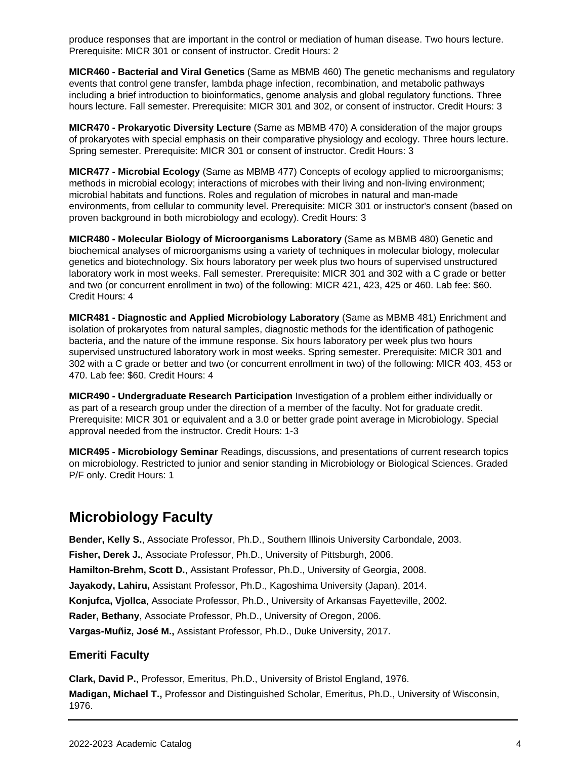produce responses that are important in the control or mediation of human disease. Two hours lecture. Prerequisite: MICR 301 or consent of instructor. Credit Hours: 2

**MICR460 - Bacterial and Viral Genetics** (Same as MBMB 460) The genetic mechanisms and regulatory events that control gene transfer, lambda phage infection, recombination, and metabolic pathways including a brief introduction to bioinformatics, genome analysis and global regulatory functions. Three hours lecture. Fall semester. Prerequisite: MICR 301 and 302, or consent of instructor. Credit Hours: 3

**MICR470 - Prokaryotic Diversity Lecture** (Same as MBMB 470) A consideration of the major groups of prokaryotes with special emphasis on their comparative physiology and ecology. Three hours lecture. Spring semester. Prerequisite: MICR 301 or consent of instructor. Credit Hours: 3

**MICR477 - Microbial Ecology** (Same as MBMB 477) Concepts of ecology applied to microorganisms; methods in microbial ecology; interactions of microbes with their living and non-living environment; microbial habitats and functions. Roles and regulation of microbes in natural and man-made environments, from cellular to community level. Prerequisite: MICR 301 or instructor's consent (based on proven background in both microbiology and ecology). Credit Hours: 3

**MICR480 - Molecular Biology of Microorganisms Laboratory** (Same as MBMB 480) Genetic and biochemical analyses of microorganisms using a variety of techniques in molecular biology, molecular genetics and biotechnology. Six hours laboratory per week plus two hours of supervised unstructured laboratory work in most weeks. Fall semester. Prerequisite: MICR 301 and 302 with a C grade or better and two (or concurrent enrollment in two) of the following: MICR 421, 423, 425 or 460. Lab fee: $60. Credit Hours: 4

**MICR481 - Diagnostic and Applied Microbiology Laboratory** (Same as MBMB 481) Enrichment and isolation of prokaryotes from natural samples, diagnostic methods for the identification of pathogenic bacteria, and the nature of the immune response. Six hours laboratory per week plus two hours supervised unstructured laboratory work in most weeks. Spring semester. Prerequisite: MICR 301 and 302 with a C grade or better and two (or concurrent enrollment in two) of the following: MICR 403, 453 or 470. Lab fee: $60. Credit Hours: 4

**MICR490 - Undergraduate Research Participation** Investigation of a problem either individually or as part of a research group under the direction of a member of the faculty. Not for graduate credit. Prerequisite: MICR 301 or equivalent and a 3.0 or better grade point average in Microbiology. Special approval needed from the instructor. Credit Hours: 1-3

**MICR495 - Microbiology Seminar** Readings, discussions, and presentations of current research topics on microbiology. Restricted to junior and senior standing in Microbiology or Biological Sciences. Graded P/F only. Credit Hours: 1

## Microbiology Faculty

**Bender, Kelly S.**, Associate Professor, Ph.D., Southern Illinois University Carbondale, 2003.

**Fisher, Derek J.**, Associate Professor, Ph.D., University of Pittsburgh, 2006.

**Hamilton-Brehm, Scott D.**, Assistant Professor, Ph.D., University of Georgia, 2008.

**Jayakody, Lahiru,** Assistant Professor, Ph.D., Kagoshima University (Japan), 2014.

**Konjufca, Vjollca**, Associate Professor, Ph.D., University of Arkansas Fayetteville, 2002.

**Rader, Bethany**, Associate Professor, Ph.D., University of Oregon, 2006.

**Vargas-Muñiz, José M.,** Assistant Professor, Ph.D., Duke University, 2017.

### Emeriti Faculty

**Clark, David P.**, Professor, Emeritus, Ph.D., University of Bristol England, 1976.

**Madigan, Michael T.,** Professor and Distinguished Scholar, Emeritus, Ph.D., University of Wisconsin, 1976.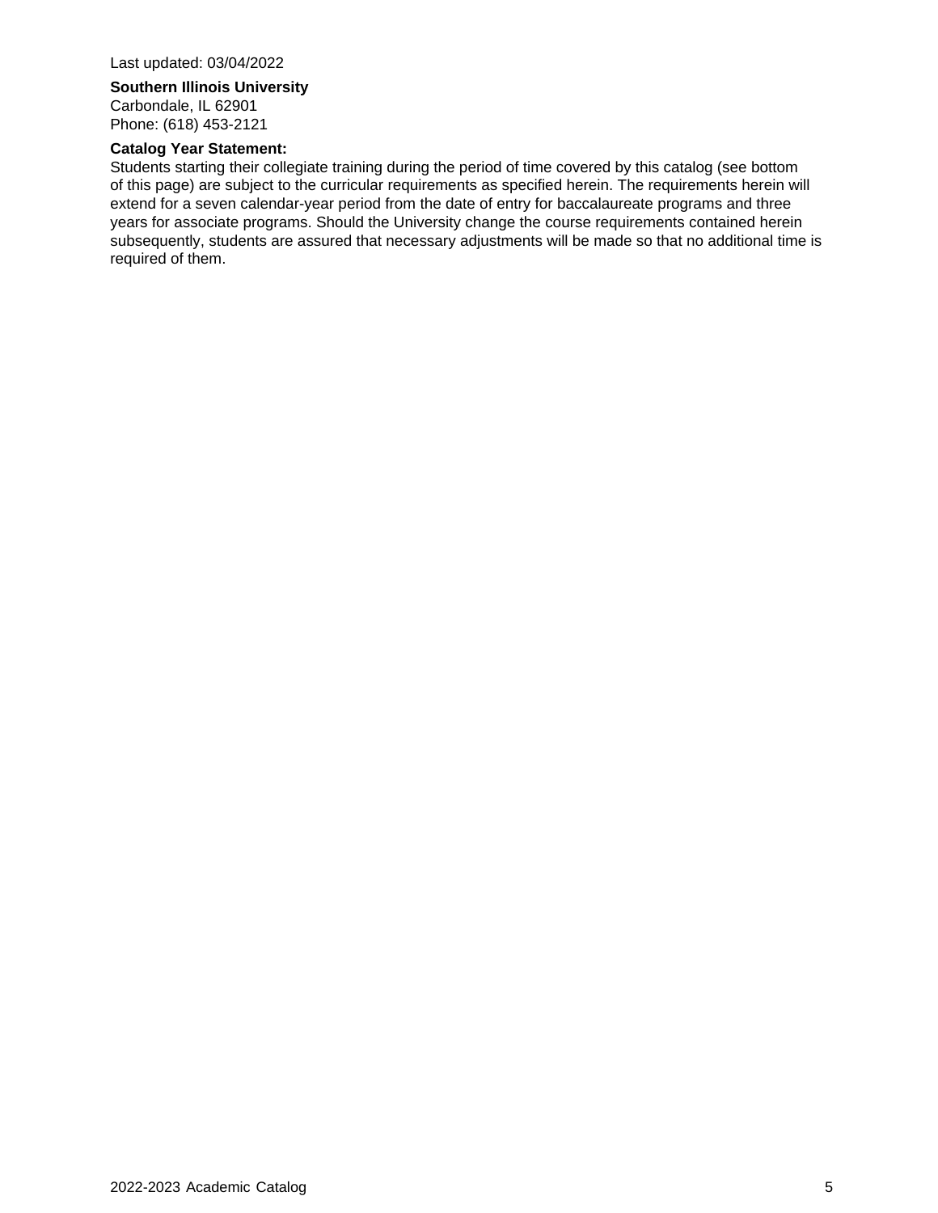Last updated: 03/04/2022

**Southern Illinois University**
Carbondale, IL 62901
Phone: (618) 453-2121

**Catalog Year Statement:**
Students starting their collegiate training during the period of time covered by this catalog (see bottom of this page) are subject to the curricular requirements as specified herein. The requirements herein will extend for a seven calendar-year period from the date of entry for baccalaureate programs and three years for associate programs. Should the University change the course requirements contained herein subsequently, students are assured that necessary adjustments will be made so that no additional time is required of them.